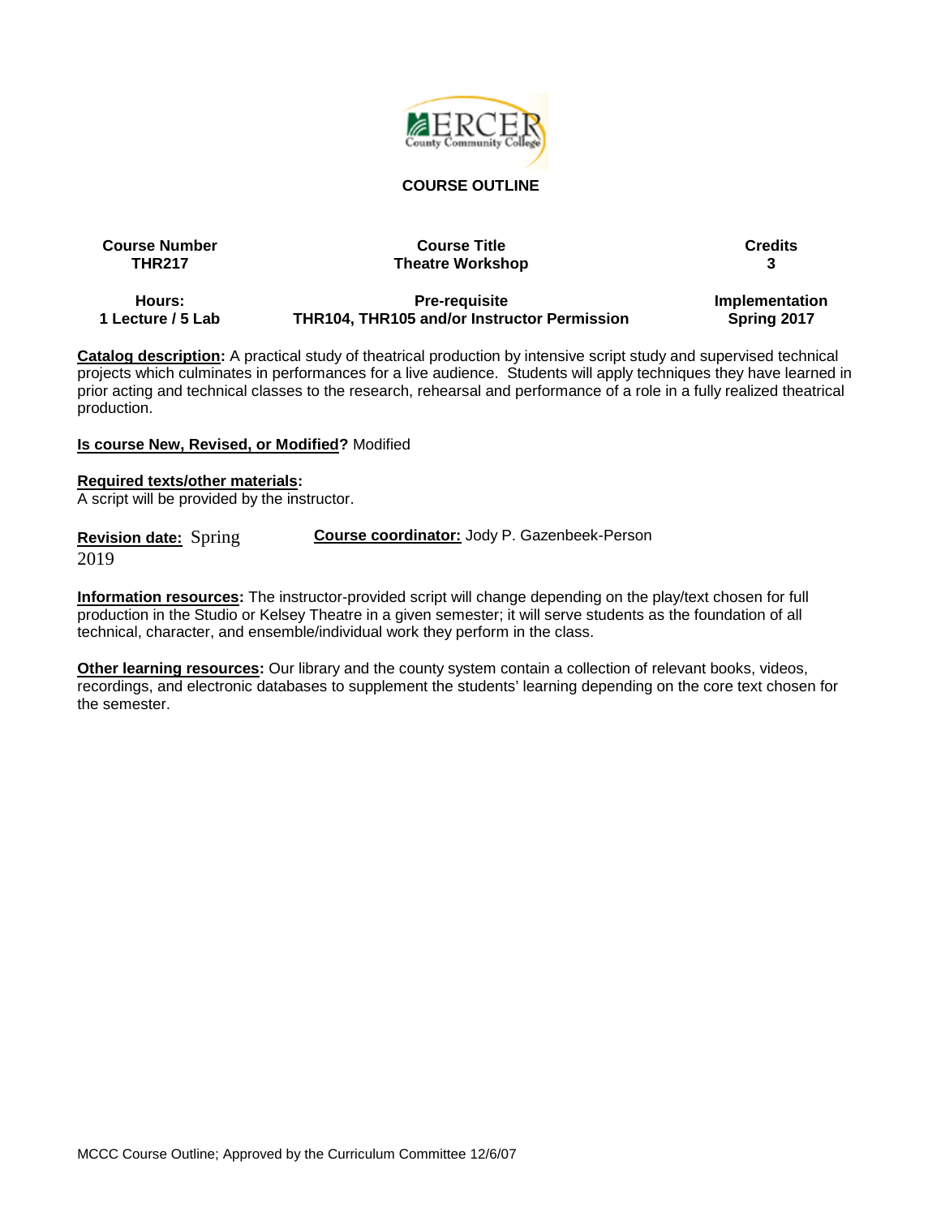# COURSE OUTLINE

| Course Number | Course Title | Credits |
|---|---|---|
| THR217 | Theatre Workshop | 3 |
| **Hours:** | **Pre-requisite** | **Implementation** |
| 1 Lecture / 5 Lab | THR104, THR105 and/or Instructor Permission | Spring 2017 |

**Catalog description:** A practical study of theatrical production by intensive script study and supervised technical projects which culminates in performances for a live audience. Students will apply techniques they have learned in prior acting and technical classes to the research, rehearsal and performance of a role in a fully realized theatrical production.

**Is course New, Revised, or Modified?** Modified

**Required texts/other materials:**
A script will be provided by the instructor.

**Revision date:** Spring 2019

**Course coordinator:** Jody P. Gazenbeek-Person

**Information resources:** The instructor-provided script will change depending on the play/text chosen for full production in the Studio or Kelsey Theatre in a given semester; it will serve students as the foundation of all technical, character, and ensemble/individual work they perform in the class.

**Other learning resources:** Our library and the county system contain a collection of relevant books, videos, recordings, and electronic databases to supplement the students' learning depending on the core text chosen for the semester.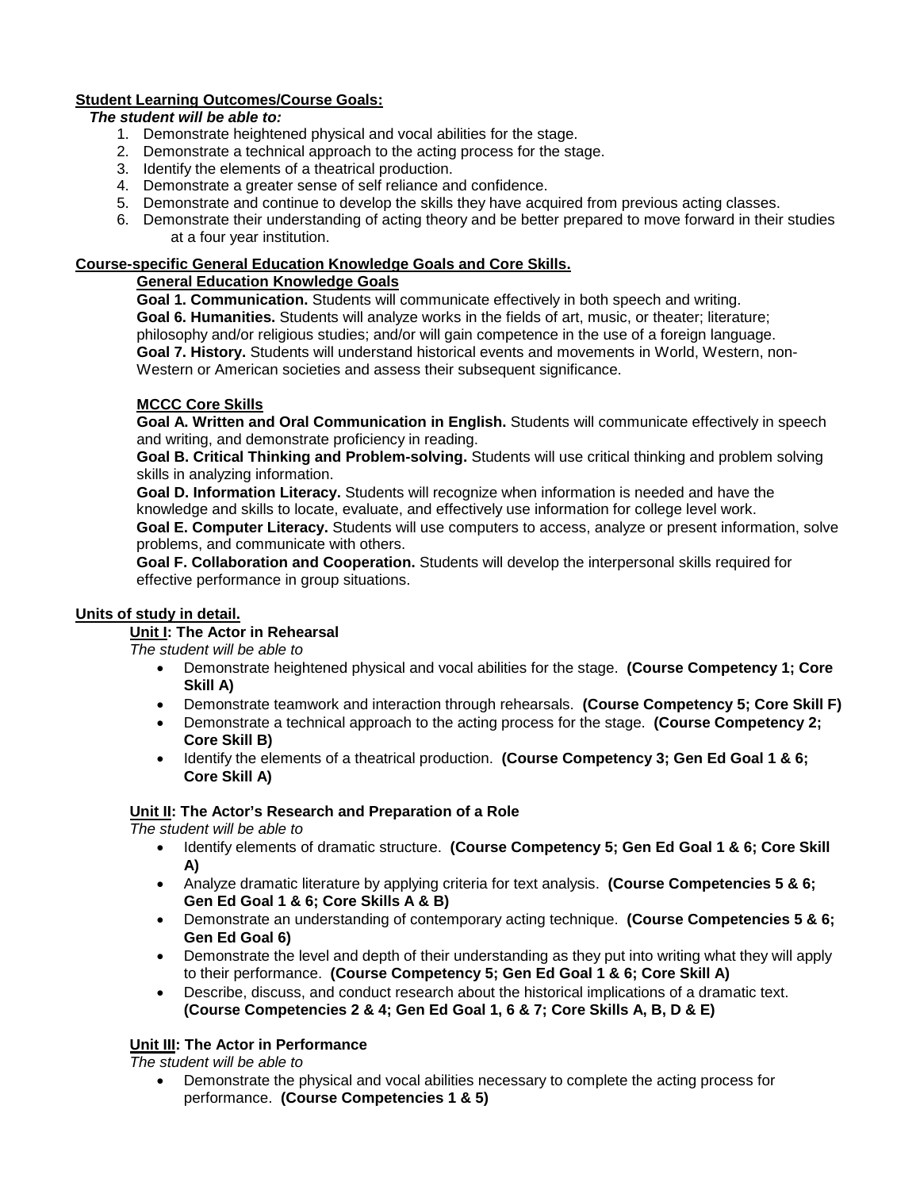**Student Learning Outcomes/Course Goals:**

***The student will be able to:***

1. Demonstrate heightened physical and vocal abilities for the stage.
2. Demonstrate a technical approach to the acting process for the stage.
3. Identify the elements of a theatrical production.
4. Demonstrate a greater sense of self reliance and confidence.
5. Demonstrate and continue to develop the skills they have acquired from previous acting classes.
6. Demonstrate their understanding of acting theory and be better prepared to move forward in their studies at a four year institution.

**Course-specific General Education Knowledge Goals and Core Skills.**

**General Education Knowledge Goals**

**Goal 1. Communication.** Students will communicate effectively in both speech and writing.
**Goal 6. Humanities.** Students will analyze works in the fields of art, music, or theater; literature; philosophy and/or religious studies; and/or will gain competence in the use of a foreign language.
**Goal 7. History.** Students will understand historical events and movements in World, Western, non-Western or American societies and assess their subsequent significance.

**MCCC Core Skills**

**Goal A. Written and Oral Communication in English.** Students will communicate effectively in speech and writing, and demonstrate proficiency in reading.
**Goal B. Critical Thinking and Problem-solving.** Students will use critical thinking and problem solving skills in analyzing information.
**Goal D. Information Literacy.** Students will recognize when information is needed and have the knowledge and skills to locate, evaluate, and effectively use information for college level work.
**Goal E. Computer Literacy.** Students will use computers to access, analyze or present information, solve problems, and communicate with others.
**Goal F. Collaboration and Cooperation.** Students will develop the interpersonal skills required for effective performance in group situations.

**Units of study in detail.**

**Unit I: The Actor in Rehearsal**

*The student will be able to*

- Demonstrate heightened physical and vocal abilities for the stage. **(Course Competency 1; Core Skill A)**
- Demonstrate teamwork and interaction through rehearsals. **(Course Competency 5; Core Skill F)**
- Demonstrate a technical approach to the acting process for the stage. **(Course Competency 2; Core Skill B)**
- Identify the elements of a theatrical production. **(Course Competency 3; Gen Ed Goal 1 & 6; Core Skill A)**

**Unit II: The Actor's Research and Preparation of a Role**

*The student will be able to*

- Identify elements of dramatic structure. **(Course Competency 5; Gen Ed Goal 1 & 6; Core Skill A)**
- Analyze dramatic literature by applying criteria for text analysis. **(Course Competencies 5 & 6; Gen Ed Goal 1 & 6; Core Skills A & B)**
- Demonstrate an understanding of contemporary acting technique. **(Course Competencies 5 & 6; Gen Ed Goal 6)**
- Demonstrate the level and depth of their understanding as they put into writing what they will apply to their performance. **(Course Competency 5; Gen Ed Goal 1 & 6; Core Skill A)**
- Describe, discuss, and conduct research about the historical implications of a dramatic text. **(Course Competencies 2 & 4; Gen Ed Goal 1, 6 & 7; Core Skills A, B, D & E)**

**Unit III: The Actor in Performance**

*The student will be able to*

- Demonstrate the physical and vocal abilities necessary to complete the acting process for performance. **(Course Competencies 1 & 5)**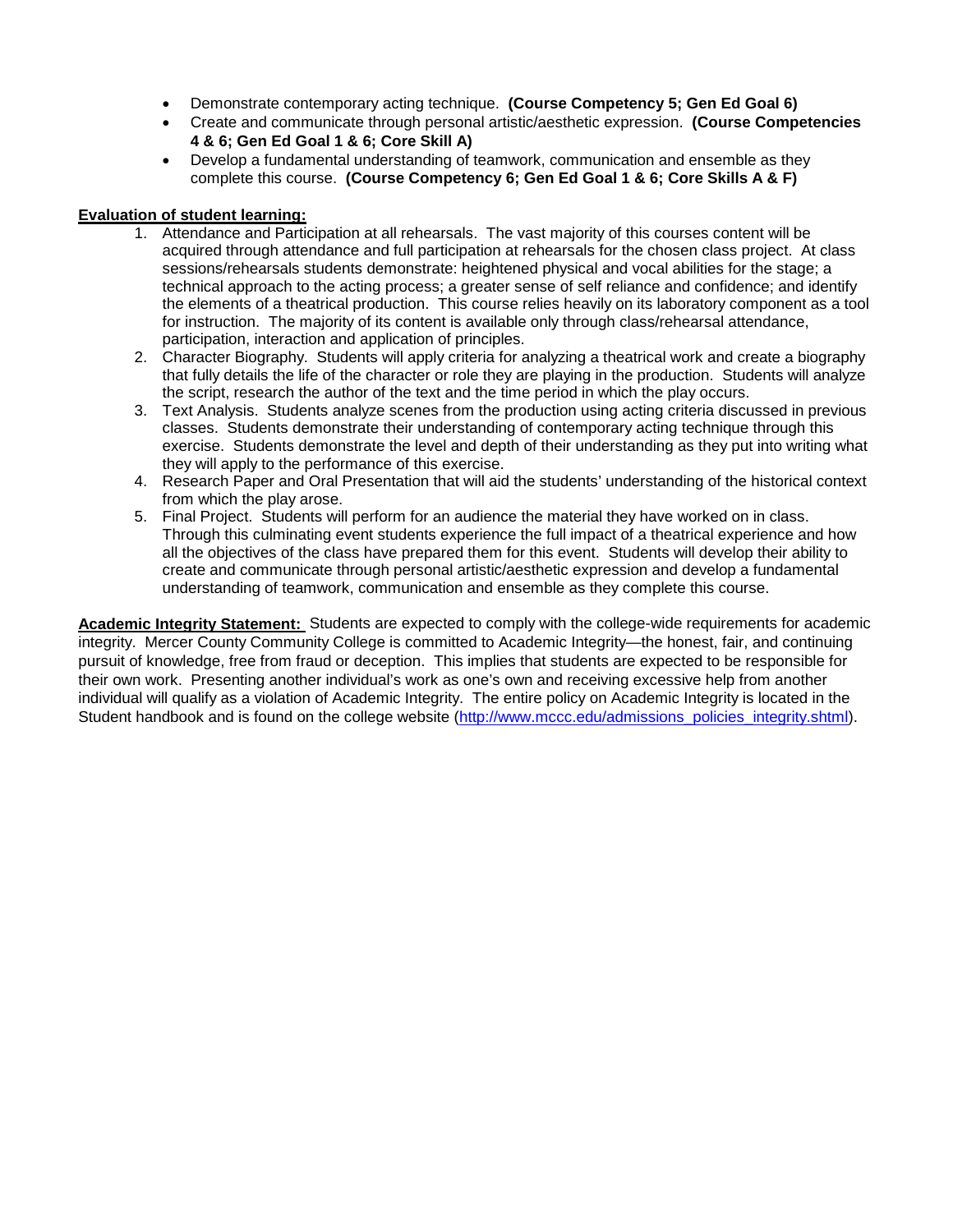- Demonstrate contemporary acting technique. **(Course Competency 5; Gen Ed Goal 6)**
- Create and communicate through personal artistic/aesthetic expression. **(Course Competencies 4 & 6; Gen Ed Goal 1 & 6; Core Skill A)**
- Develop a fundamental understanding of teamwork, communication and ensemble as they complete this course. **(Course Competency 6; Gen Ed Goal 1 & 6; Core Skills A & F)**

**Evaluation of student learning:**

1. Attendance and Participation at all rehearsals. The vast majority of this courses content will be acquired through attendance and full participation at rehearsals for the chosen class project. At class sessions/rehearsals students demonstrate: heightened physical and vocal abilities for the stage; a technical approach to the acting process; a greater sense of self reliance and confidence; and identify the elements of a theatrical production. This course relies heavily on its laboratory component as a tool for instruction. The majority of its content is available only through class/rehearsal attendance, participation, interaction and application of principles.
2. Character Biography. Students will apply criteria for analyzing a theatrical work and create a biography that fully details the life of the character or role they are playing in the production. Students will analyze the script, research the author of the text and the time period in which the play occurs.
3. Text Analysis. Students analyze scenes from the production using acting criteria discussed in previous classes. Students demonstrate their understanding of contemporary acting technique through this exercise. Students demonstrate the level and depth of their understanding as they put into writing what they will apply to the performance of this exercise.
4. Research Paper and Oral Presentation that will aid the students' understanding of the historical context from which the play arose.
5. Final Project. Students will perform for an audience the material they have worked on in class. Through this culminating event students experience the full impact of a theatrical experience and how all the objectives of the class have prepared them for this event. Students will develop their ability to create and communicate through personal artistic/aesthetic expression and develop a fundamental understanding of teamwork, communication and ensemble as they complete this course.

**Academic Integrity Statement:** Students are expected to comply with the college-wide requirements for academic integrity. Mercer County Community College is committed to Academic Integrity—the honest, fair, and continuing pursuit of knowledge, free from fraud or deception. This implies that students are expected to be responsible for their own work. Presenting another individual's work as one's own and receiving excessive help from another individual will qualify as a violation of Academic Integrity. The entire policy on Academic Integrity is located in the Student handbook and is found on the college website (http://www.mccc.edu/admissions_policies_integrity.shtml).